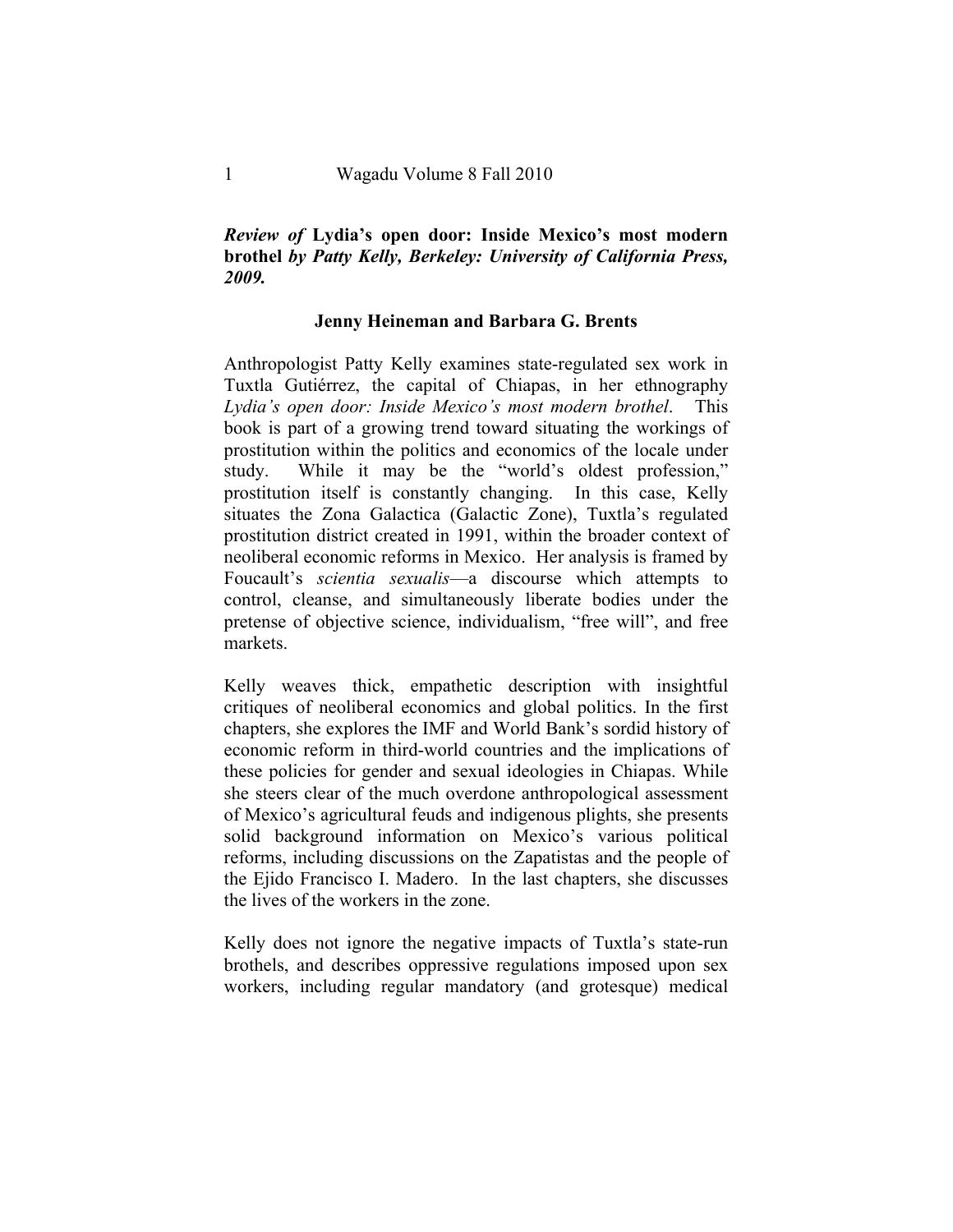***Review of* Lydia's open door: Inside Mexico's most modern brothel *by Patty Kelly, Berkeley: University of California Press, 2009.***

**Jenny Heineman and Barbara G. Brents**

Anthropologist Patty Kelly examines state-regulated sex work in Tuxtla Gutiérrez, the capital of Chiapas, in her ethnography *Lydia's open door: Inside Mexico's most modern brothel*. This book is part of a growing trend toward situating the workings of prostitution within the politics and economics of the locale under study. While it may be the "world's oldest profession," prostitution itself is constantly changing. In this case, Kelly situates the Zona Galactica (Galactic Zone), Tuxtla's regulated prostitution district created in 1991, within the broader context of neoliberal economic reforms in Mexico. Her analysis is framed by Foucault's *scientia sexualis*—a discourse which attempts to control, cleanse, and simultaneously liberate bodies under the pretense of objective science, individualism, "free will", and free markets.

Kelly weaves thick, empathetic description with insightful critiques of neoliberal economics and global politics. In the first chapters, she explores the IMF and World Bank's sordid history of economic reform in third-world countries and the implications of these policies for gender and sexual ideologies in Chiapas. While she steers clear of the much overdone anthropological assessment of Mexico's agricultural feuds and indigenous plights, she presents solid background information on Mexico's various political reforms, including discussions on the Zapatistas and the people of the Ejido Francisco I. Madero. In the last chapters, she discusses the lives of the workers in the zone.

Kelly does not ignore the negative impacts of Tuxtla's state-run brothels, and describes oppressive regulations imposed upon sex workers, including regular mandatory (and grotesque) medical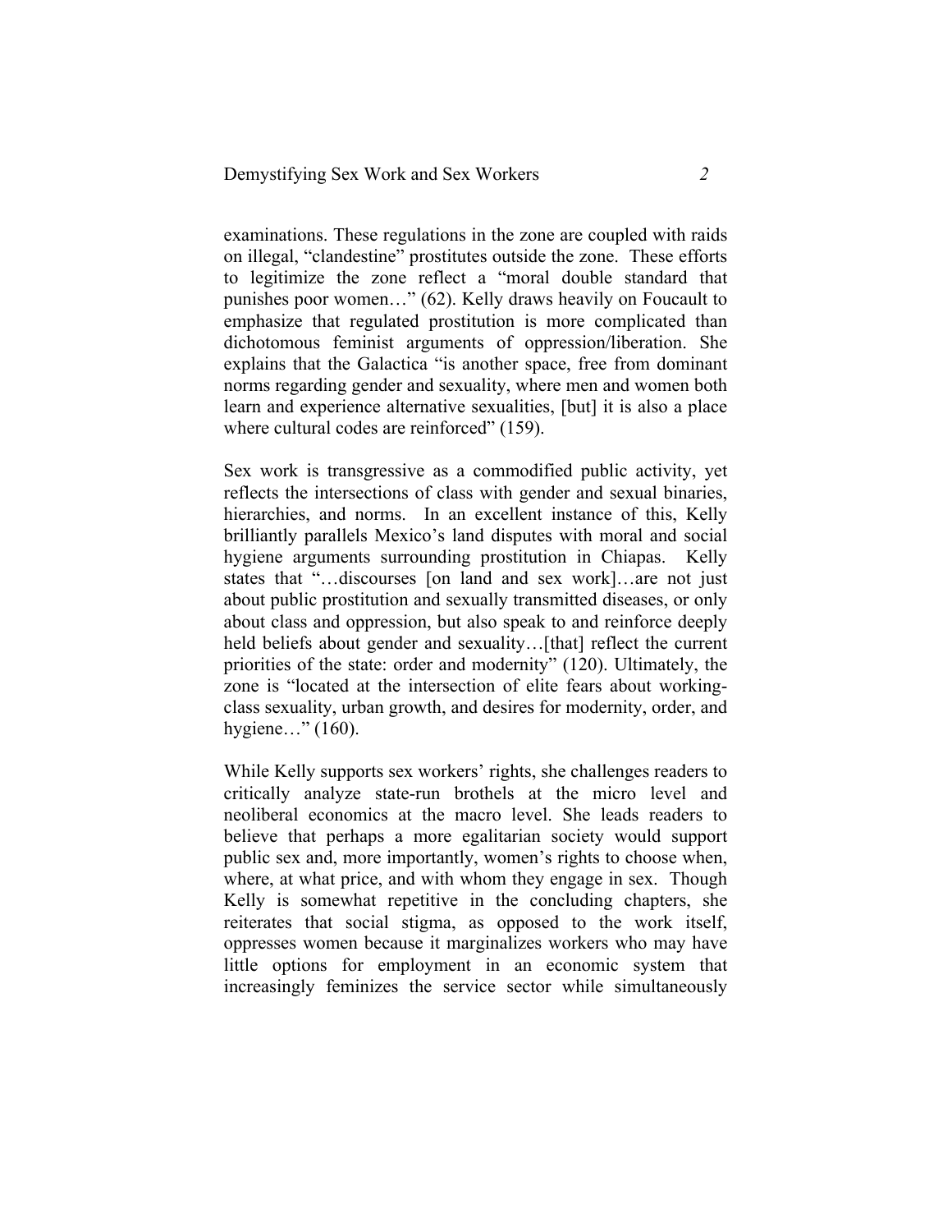examinations. These regulations in the zone are coupled with raids on illegal, "clandestine" prostitutes outside the zone. These efforts to legitimize the zone reflect a "moral double standard that punishes poor women…" (62). Kelly draws heavily on Foucault to emphasize that regulated prostitution is more complicated than dichotomous feminist arguments of oppression/liberation. She explains that the Galactica "is another space, free from dominant norms regarding gender and sexuality, where men and women both learn and experience alternative sexualities, [but] it is also a place where cultural codes are reinforced" (159).

Sex work is transgressive as a commodified public activity, yet reflects the intersections of class with gender and sexual binaries, hierarchies, and norms. In an excellent instance of this, Kelly brilliantly parallels Mexico's land disputes with moral and social hygiene arguments surrounding prostitution in Chiapas. Kelly states that "…discourses [on land and sex work]…are not just about public prostitution and sexually transmitted diseases, or only about class and oppression, but also speak to and reinforce deeply held beliefs about gender and sexuality…[that] reflect the current priorities of the state: order and modernity" (120). Ultimately, the zone is "located at the intersection of elite fears about working-class sexuality, urban growth, and desires for modernity, order, and hygiene…" (160).

While Kelly supports sex workers' rights, she challenges readers to critically analyze state-run brothels at the micro level and neoliberal economics at the macro level. She leads readers to believe that perhaps a more egalitarian society would support public sex and, more importantly, women's rights to choose when, where, at what price, and with whom they engage in sex. Though Kelly is somewhat repetitive in the concluding chapters, she reiterates that social stigma, as opposed to the work itself, oppresses women because it marginalizes workers who may have little options for employment in an economic system that increasingly feminizes the service sector while simultaneously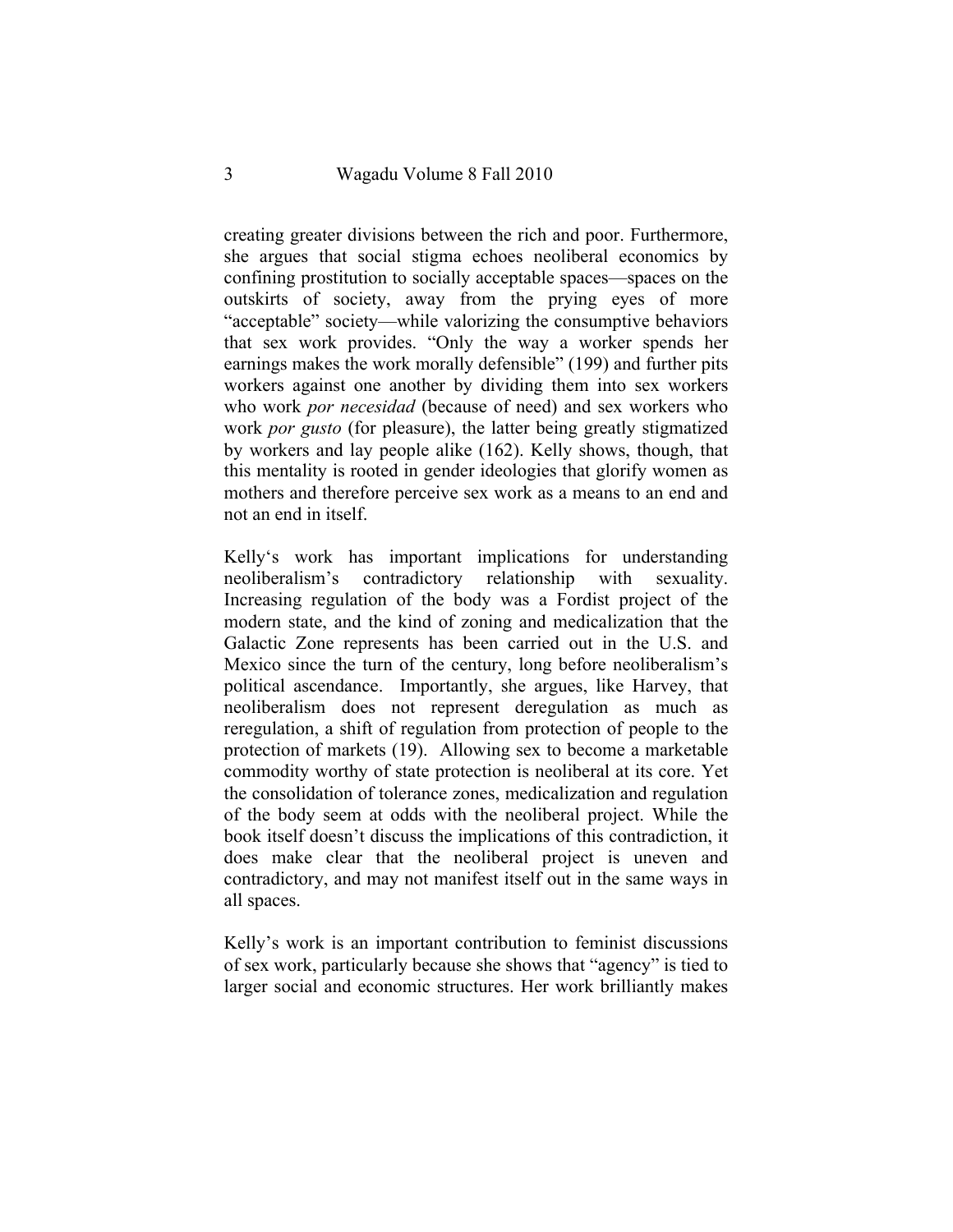creating greater divisions between the rich and poor. Furthermore, she argues that social stigma echoes neoliberal economics by confining prostitution to socially acceptable spaces—spaces on the outskirts of society, away from the prying eyes of more "acceptable" society—while valorizing the consumptive behaviors that sex work provides. "Only the way a worker spends her earnings makes the work morally defensible" (199) and further pits workers against one another by dividing them into sex workers who work *por necesidad* (because of need) and sex workers who work *por gusto* (for pleasure), the latter being greatly stigmatized by workers and lay people alike (162). Kelly shows, though, that this mentality is rooted in gender ideologies that glorify women as mothers and therefore perceive sex work as a means to an end and not an end in itself.

Kelly's work has important implications for understanding neoliberalism's contradictory relationship with sexuality. Increasing regulation of the body was a Fordist project of the modern state, and the kind of zoning and medicalization that the Galactic Zone represents has been carried out in the U.S. and Mexico since the turn of the century, long before neoliberalism's political ascendance. Importantly, she argues, like Harvey, that neoliberalism does not represent deregulation as much as reregulation, a shift of regulation from protection of people to the protection of markets (19). Allowing sex to become a marketable commodity worthy of state protection is neoliberal at its core. Yet the consolidation of tolerance zones, medicalization and regulation of the body seem at odds with the neoliberal project. While the book itself doesn't discuss the implications of this contradiction, it does make clear that the neoliberal project is uneven and contradictory, and may not manifest itself out in the same ways in all spaces.

Kelly's work is an important contribution to feminist discussions of sex work, particularly because she shows that "agency" is tied to larger social and economic structures. Her work brilliantly makes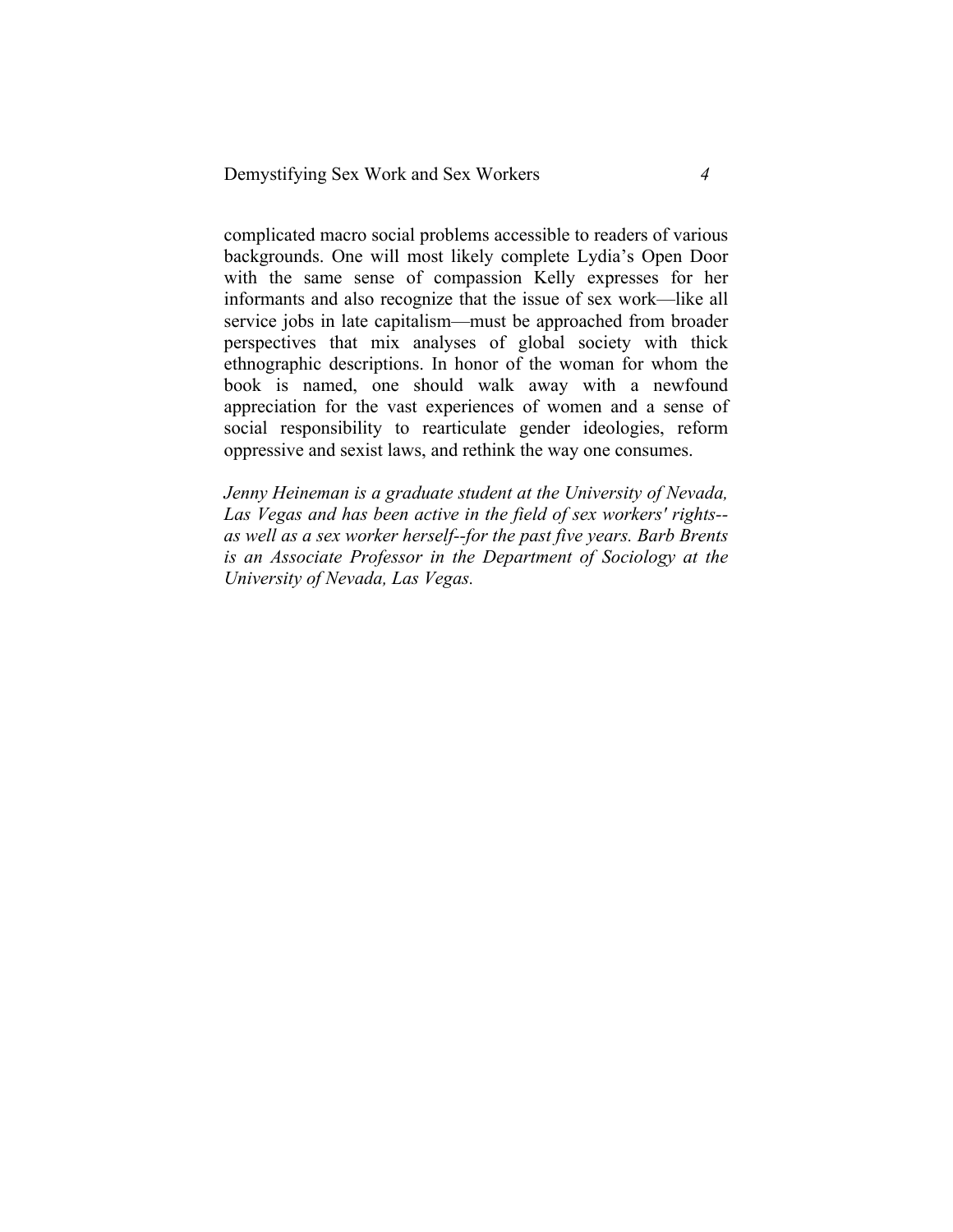complicated macro social problems accessible to readers of various backgrounds. One will most likely complete Lydia's Open Door with the same sense of compassion Kelly expresses for her informants and also recognize that the issue of sex work—like all service jobs in late capitalism—must be approached from broader perspectives that mix analyses of global society with thick ethnographic descriptions. In honor of the woman for whom the book is named, one should walk away with a newfound appreciation for the vast experiences of women and a sense of social responsibility to rearticulate gender ideologies, reform oppressive and sexist laws, and rethink the way one consumes.

*Jenny Heineman is a graduate student at the University of Nevada, Las Vegas and has been active in the field of sex workers' rights--as well as a sex worker herself--for the past five years. Barb Brents is an Associate Professor in the Department of Sociology at the University of Nevada, Las Vegas.*